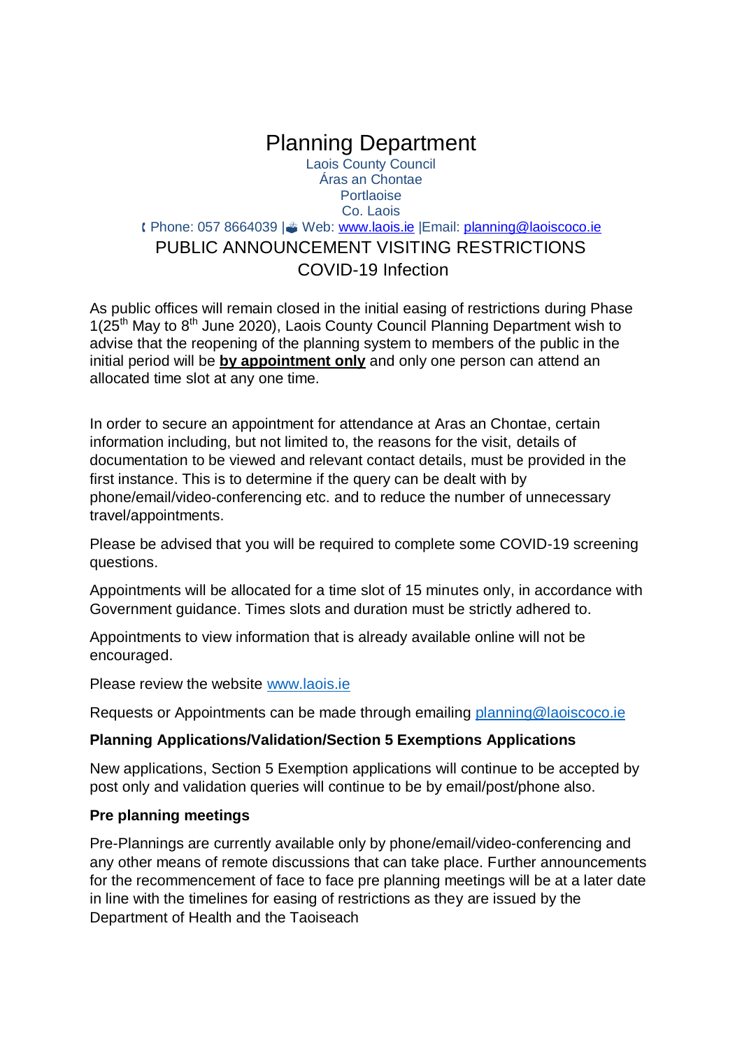# Planning Department

Laois County Council
Áras an Chontae
Portlaoise
Co. Laois

Phone: 057 8664039 | Web: www.laois.ie |Email: planning@laoiscoco.ie

## PUBLIC ANNOUNCEMENT VISITING RESTRICTIONS
## COVID-19 Infection

As public offices will remain closed in the initial easing of restrictions during Phase 1(25th May to 8th June 2020), Laois County Council Planning Department wish to advise that the reopening of the planning system to members of the public in the initial period will be **by appointment only** and only one person can attend an allocated time slot at any one time.

In order to secure an appointment for attendance at Aras an Chontae, certain information including, but not limited to, the reasons for the visit, details of documentation to be viewed and relevant contact details, must be provided in the first instance. This is to determine if the query can be dealt with by phone/email/video-conferencing etc. and to reduce the number of unnecessary travel/appointments.

Please be advised that you will be required to complete some COVID-19 screening questions.

Appointments will be allocated for a time slot of 15 minutes only, in accordance with Government guidance. Times slots and duration must be strictly adhered to.

Appointments to view information that is already available online will not be encouraged.

Please review the website www.laois.ie

Requests or Appointments can be made through emailing planning@laoiscoco.ie

**Planning Applications/Validation/Section 5 Exemptions Applications**

New applications, Section 5 Exemption applications will continue to be accepted by post only and validation queries will continue to be by email/post/phone also.

**Pre planning meetings**

Pre-Plannings are currently available only by phone/email/video-conferencing and any other means of remote discussions that can take place. Further announcements for the recommencement of face to face pre planning meetings will be at a later date in line with the timelines for easing of restrictions as they are issued by the Department of Health and the Taoiseach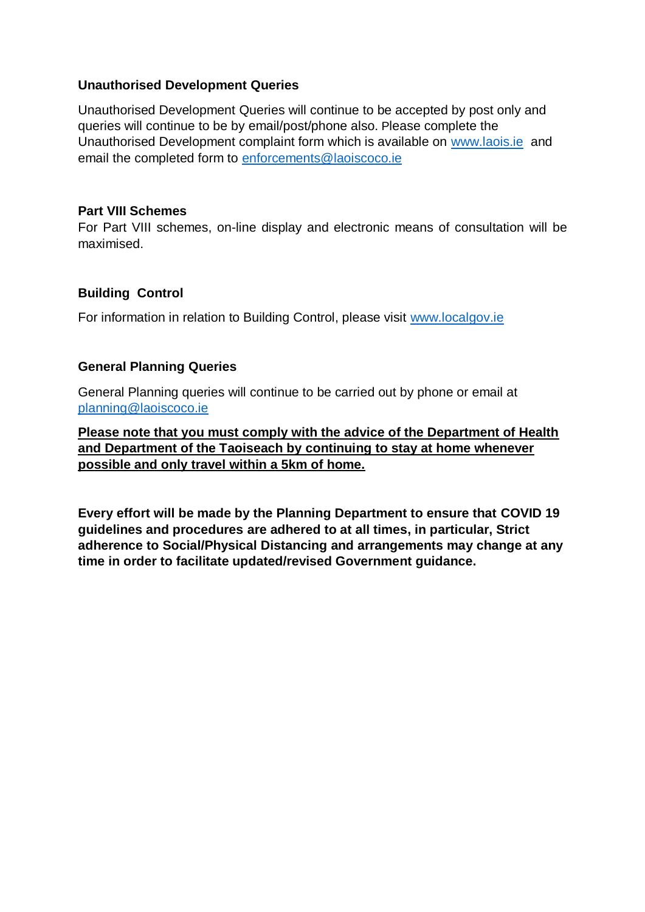**Unauthorised Development Queries**

Unauthorised Development Queries will continue to be accepted by post only and queries will continue to be by email/post/phone also. Please complete the Unauthorised Development complaint form which is available on [www.laois.ie](http://www.laois.ie) and email the completed form to [enforcements@laoiscoco.ie](mailto:enforcements@laoiscoco.ie)

**Part VIII Schemes**

For Part VIII schemes, on-line display and electronic means of consultation will be maximised.

**Building Control**

For information in relation to Building Control, please visit [www.localgov.ie](http://www.localgov.ie)

**General Planning Queries**

General Planning queries will continue to be carried out by phone or email at [planning@laoiscoco.ie](mailto:planning@laoiscoco.ie)

**Please note that you must comply with the advice of the Department of Health and Department of the Taoiseach by continuing to stay at home whenever possible and only travel within a 5km of home.**

**Every effort will be made by the Planning Department to ensure that COVID 19 guidelines and procedures are adhered to at all times, in particular, Strict adherence to Social/Physical Distancing and arrangements may change at any time in order to facilitate updated/revised Government guidance.**